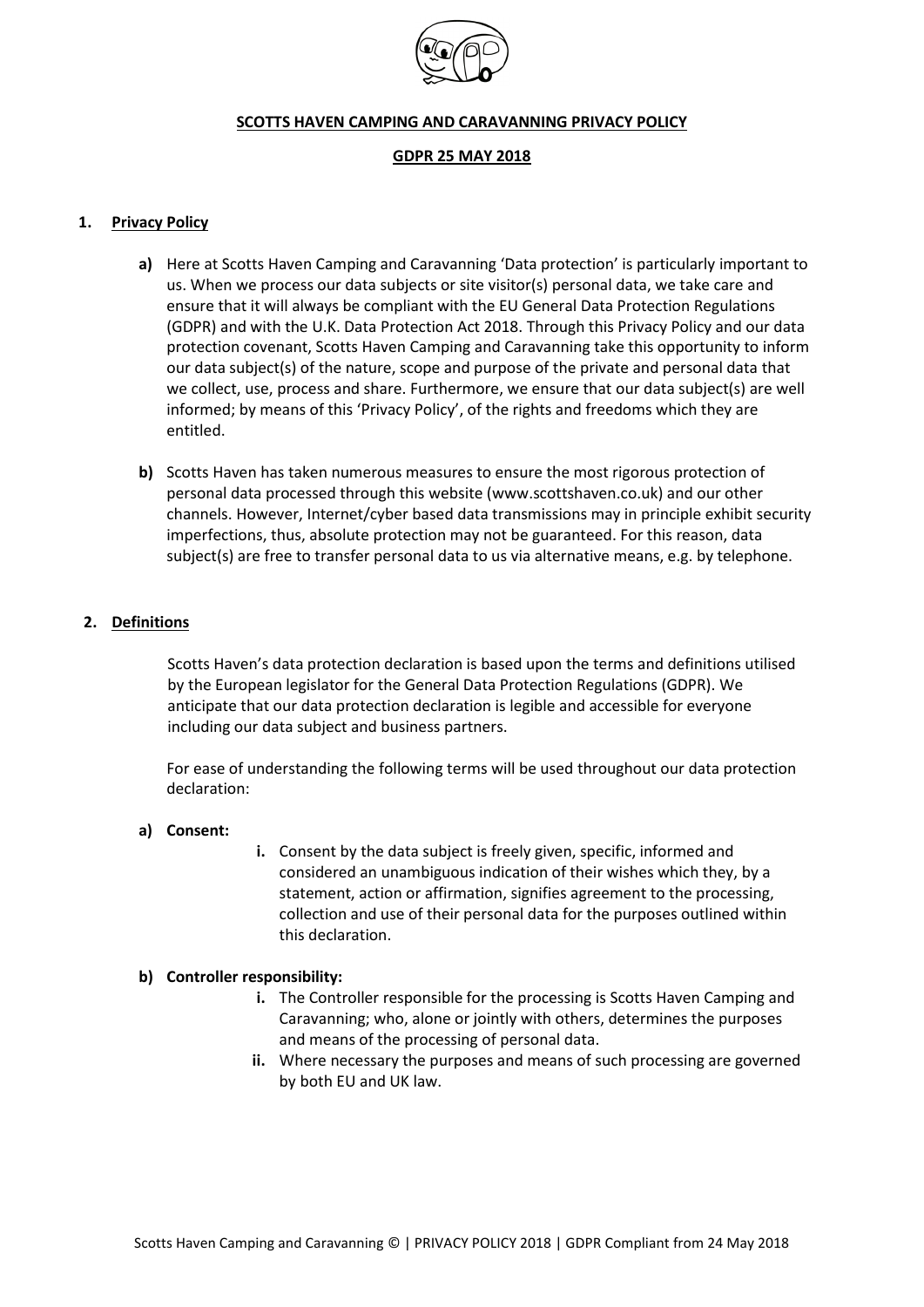**SCOTTS HAVEN CAMPING AND CARAVANNING PRIVACY POLICY**

**GDPR 25 MAY 2018**

## 1. Privacy Policy

**a)** Here at Scotts Haven Camping and Caravanning 'Data protection' is particularly important to us. When we process our data subjects or site visitor(s) personal data, we take care and ensure that it will always be compliant with the EU General Data Protection Regulations (GDPR) and with the U.K. Data Protection Act 2018. Through this Privacy Policy and our data protection covenant, Scotts Haven Camping and Caravanning take this opportunity to inform our data subject(s) of the nature, scope and purpose of the private and personal data that we collect, use, process and share. Furthermore, we ensure that our data subject(s) are well informed; by means of this 'Privacy Policy', of the rights and freedoms which they are entitled.

**b)** Scotts Haven has taken numerous measures to ensure the most rigorous protection of personal data processed through this website (www.scottshaven.co.uk) and our other channels. However, Internet/cyber based data transmissions may in principle exhibit security imperfections, thus, absolute protection may not be guaranteed. For this reason, data subject(s) are free to transfer personal data to us via alternative means, e.g. by telephone.

## 2. Definitions

Scotts Haven's data protection declaration is based upon the terms and definitions utilised by the European legislator for the General Data Protection Regulations (GDPR). We anticipate that our data protection declaration is legible and accessible for everyone including our data subject and business partners.

For ease of understanding the following terms will be used throughout our data protection declaration:

**a) Consent:**

**i.** Consent by the data subject is freely given, specific, informed and considered an unambiguous indication of their wishes which they, by a statement, action or affirmation, signifies agreement to the processing, collection and use of their personal data for the purposes outlined within this declaration.

**b) Controller responsibility:**

**i.** The Controller responsible for the processing is Scotts Haven Camping and Caravanning; who, alone or jointly with others, determines the purposes and means of the processing of personal data.

**ii.** Where necessary the purposes and means of such processing are governed by both EU and UK law.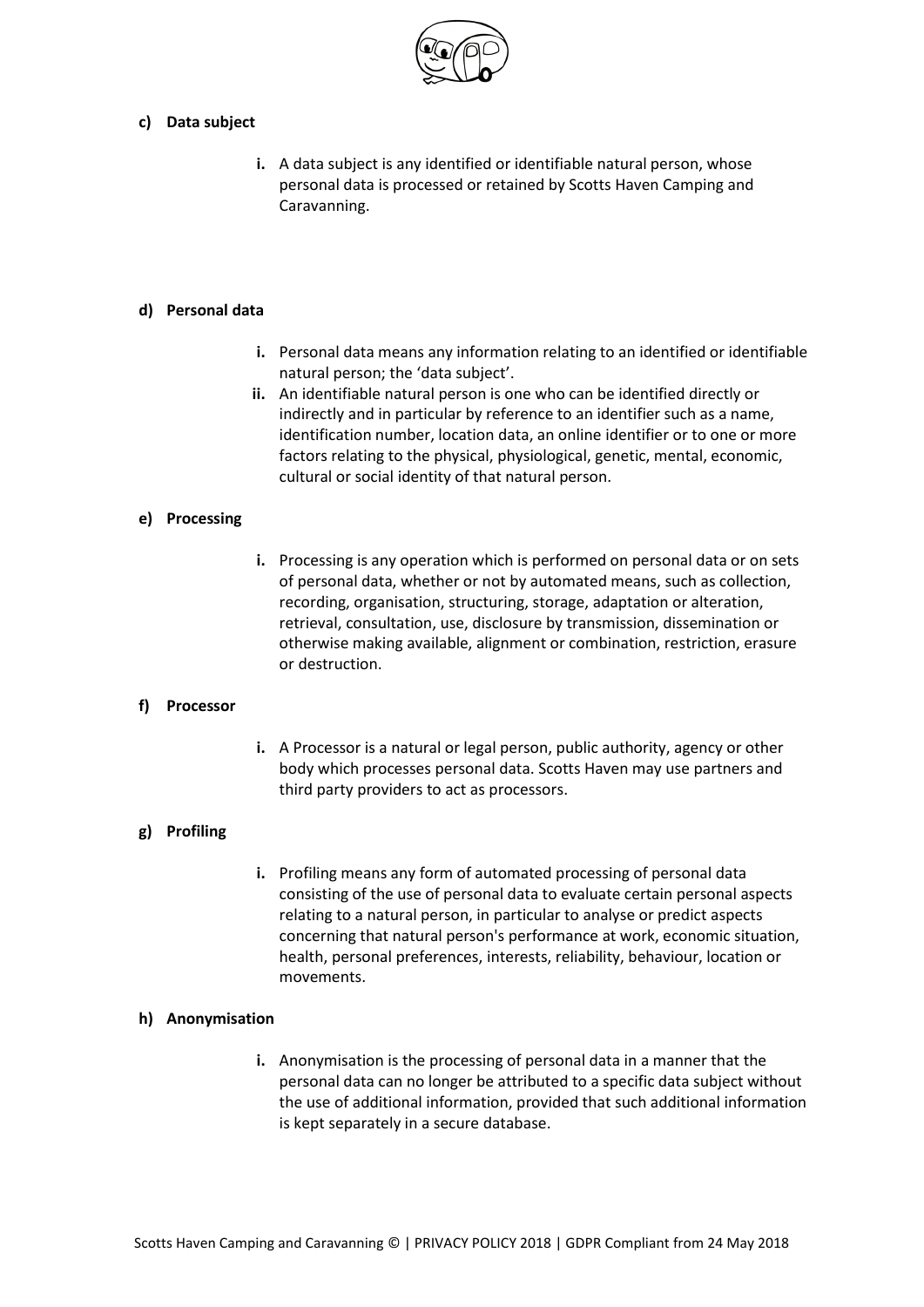**c) Data subject**

i. A data subject is any identified or identifiable natural person, whose personal data is processed or retained by Scotts Haven Camping and Caravanning.

**d) Personal data**

i. Personal data means any information relating to an identified or identifiable natural person; the 'data subject'.

ii. An identifiable natural person is one who can be identified directly or indirectly and in particular by reference to an identifier such as a name, identification number, location data, an online identifier or to one or more factors relating to the physical, physiological, genetic, mental, economic, cultural or social identity of that natural person.

**e) Processing**

i. Processing is any operation which is performed on personal data or on sets of personal data, whether or not by automated means, such as collection, recording, organisation, structuring, storage, adaptation or alteration, retrieval, consultation, use, disclosure by transmission, dissemination or otherwise making available, alignment or combination, restriction, erasure or destruction.

**f) Processor**

i. A Processor is a natural or legal person, public authority, agency or other body which processes personal data. Scotts Haven may use partners and third party providers to act as processors.

**g) Profiling**

i. Profiling means any form of automated processing of personal data consisting of the use of personal data to evaluate certain personal aspects relating to a natural person, in particular to analyse or predict aspects concerning that natural person's performance at work, economic situation, health, personal preferences, interests, reliability, behaviour, location or movements.

**h) Anonymisation**

i. Anonymisation is the processing of personal data in a manner that the personal data can no longer be attributed to a specific data subject without the use of additional information, provided that such additional information is kept separately in a secure database.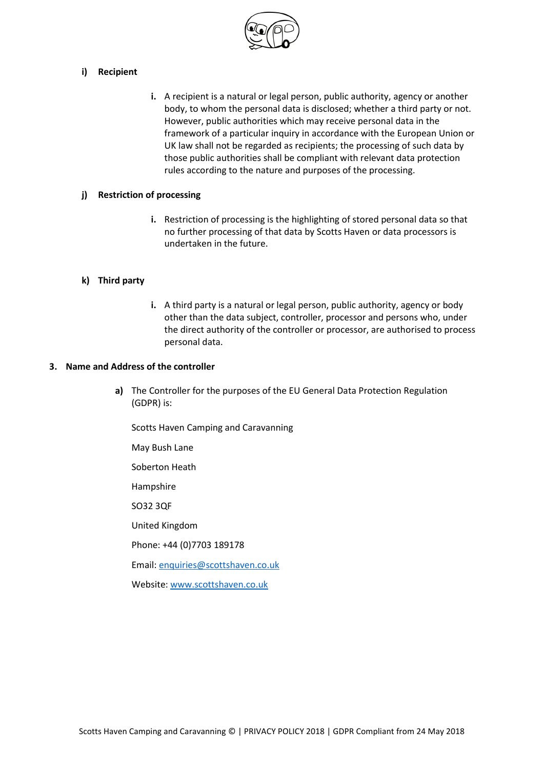**i) Recipient**

> **i.** A recipient is a natural or legal person, public authority, agency or another body, to whom the personal data is disclosed; whether a third party or not. However, public authorities which may receive personal data in the framework of a particular inquiry in accordance with the European Union or UK law shall not be regarded as recipients; the processing of such data by those public authorities shall be compliant with relevant data protection rules according to the nature and purposes of the processing.

**j) Restriction of processing**

> **i.** Restriction of processing is the highlighting of stored personal data so that no further processing of that data by Scotts Haven or data processors is undertaken in the future.

**k) Third party**

> **i.** A third party is a natural or legal person, public authority, agency or body other than the data subject, controller, processor and persons who, under the direct authority of the controller or processor, are authorised to process personal data.

## 3. Name and Address of the controller

**a)** The Controller for the purposes of the EU General Data Protection Regulation (GDPR) is:

Scotts Haven Camping and Caravanning

May Bush Lane

Soberton Heath

Hampshire

SO32 3QF

United Kingdom

Phone: +44 (0)7703 189178

Email: enquiries@scottshaven.co.uk

Website: www.scottshaven.co.uk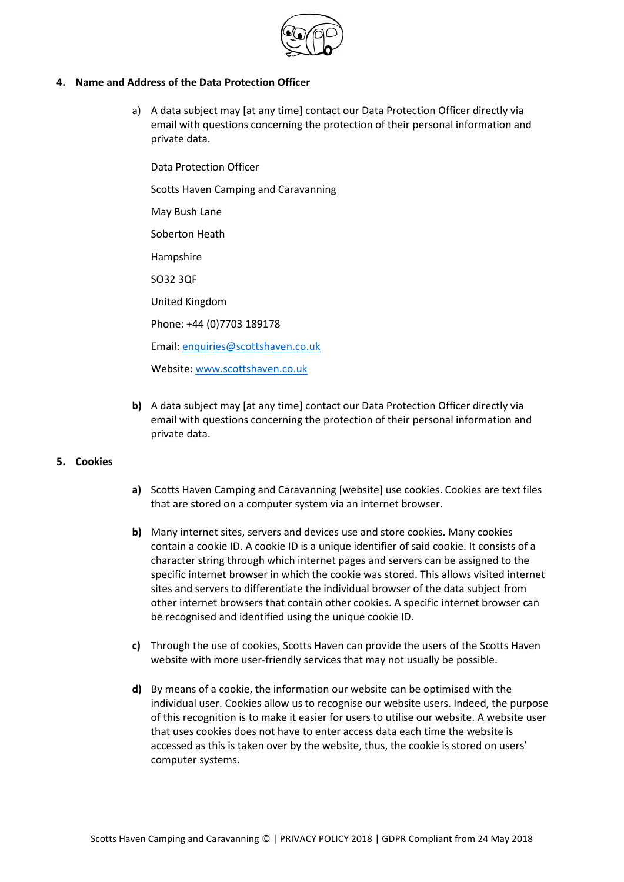## 4. Name and Address of the Data Protection Officer

a) A data subject may [at any time] contact our Data Protection Officer directly via email with questions concerning the protection of their personal information and private data.

Data Protection Officer

Scotts Haven Camping and Caravanning

May Bush Lane

Soberton Heath

Hampshire

SO32 3QF

United Kingdom

Phone: +44 (0)7703 189178

Email: [enquiries@scottshaven.co.uk](mailto:enquiries@scottshaven.co.uk)

Website: [www.scottshaven.co.uk](http://www.scottshaven.co.uk)

**b)** A data subject may [at any time] contact our Data Protection Officer directly via email with questions concerning the protection of their personal information and private data.

## 5. Cookies

**a)** Scotts Haven Camping and Caravanning [website] use cookies. Cookies are text files that are stored on a computer system via an internet browser.

**b)** Many internet sites, servers and devices use and store cookies. Many cookies contain a cookie ID. A cookie ID is a unique identifier of said cookie. It consists of a character string through which internet pages and servers can be assigned to the specific internet browser in which the cookie was stored. This allows visited internet sites and servers to differentiate the individual browser of the data subject from other internet browsers that contain other cookies. A specific internet browser can be recognised and identified using the unique cookie ID.

**c)** Through the use of cookies, Scotts Haven can provide the users of the Scotts Haven website with more user-friendly services that may not usually be possible.

**d)** By means of a cookie, the information our website can be optimised with the individual user. Cookies allow us to recognise our website users. Indeed, the purpose of this recognition is to make it easier for users to utilise our website. A website user that uses cookies does not have to enter access data each time the website is accessed as this is taken over by the website, thus, the cookie is stored on users' computer systems.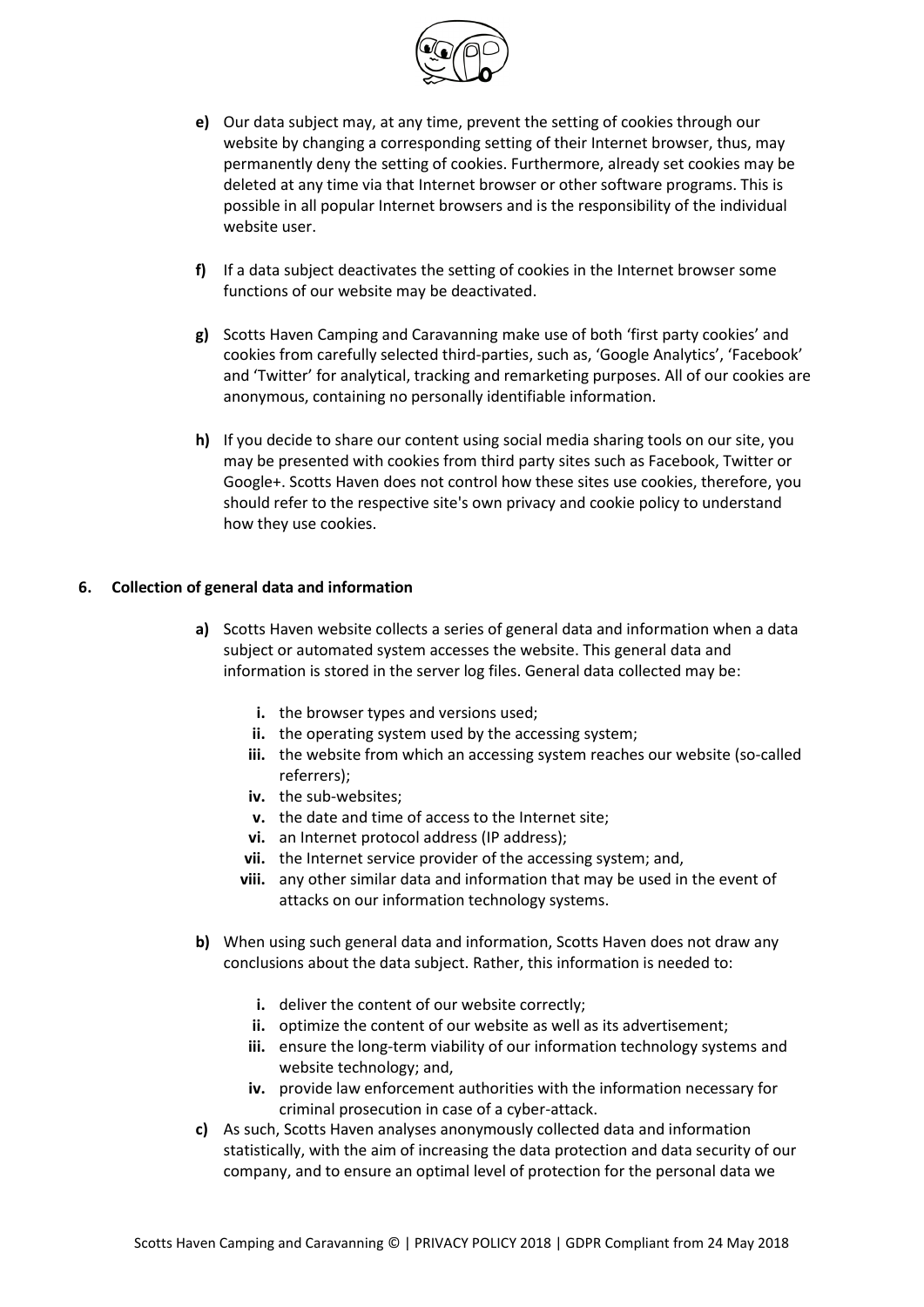- **e)** Our data subject may, at any time, prevent the setting of cookies through our website by changing a corresponding setting of their Internet browser, thus, may permanently deny the setting of cookies. Furthermore, already set cookies may be deleted at any time via that Internet browser or other software programs. This is possible in all popular Internet browsers and is the responsibility of the individual website user.

- **f)** If a data subject deactivates the setting of cookies in the Internet browser some functions of our website may be deactivated.

- **g)** Scotts Haven Camping and Caravanning make use of both 'first party cookies' and cookies from carefully selected third-parties, such as, 'Google Analytics', 'Facebook' and 'Twitter' for analytical, tracking and remarketing purposes. All of our cookies are anonymous, containing no personally identifiable information.

- **h)** If you decide to share our content using social media sharing tools on our site, you may be presented with cookies from third party sites such as Facebook, Twitter or Google+. Scotts Haven does not control how these sites use cookies, therefore, you should refer to the respective site's own privacy and cookie policy to understand how they use cookies.

**6. Collection of general data and information**

- **a)** Scotts Haven website collects a series of general data and information when a data subject or automated system accesses the website. This general data and information is stored in the server log files. General data collected may be:

  - **i.** the browser types and versions used;
  - **ii.** the operating system used by the accessing system;
  - **iii.** the website from which an accessing system reaches our website (so-called referrers);
  - **iv.** the sub-websites;
  - **v.** the date and time of access to the Internet site;
  - **vi.** an Internet protocol address (IP address);
  - **vii.** the Internet service provider of the accessing system; and,
  - **viii.** any other similar data and information that may be used in the event of attacks on our information technology systems.

- **b)** When using such general data and information, Scotts Haven does not draw any conclusions about the data subject. Rather, this information is needed to:

  - **i.** deliver the content of our website correctly;
  - **ii.** optimize the content of our website as well as its advertisement;
  - **iii.** ensure the long-term viability of our information technology systems and website technology; and,
  - **iv.** provide law enforcement authorities with the information necessary for criminal prosecution in case of a cyber-attack.

- **c)** As such, Scotts Haven analyses anonymously collected data and information statistically, with the aim of increasing the data protection and data security of our company, and to ensure an optimal level of protection for the personal data we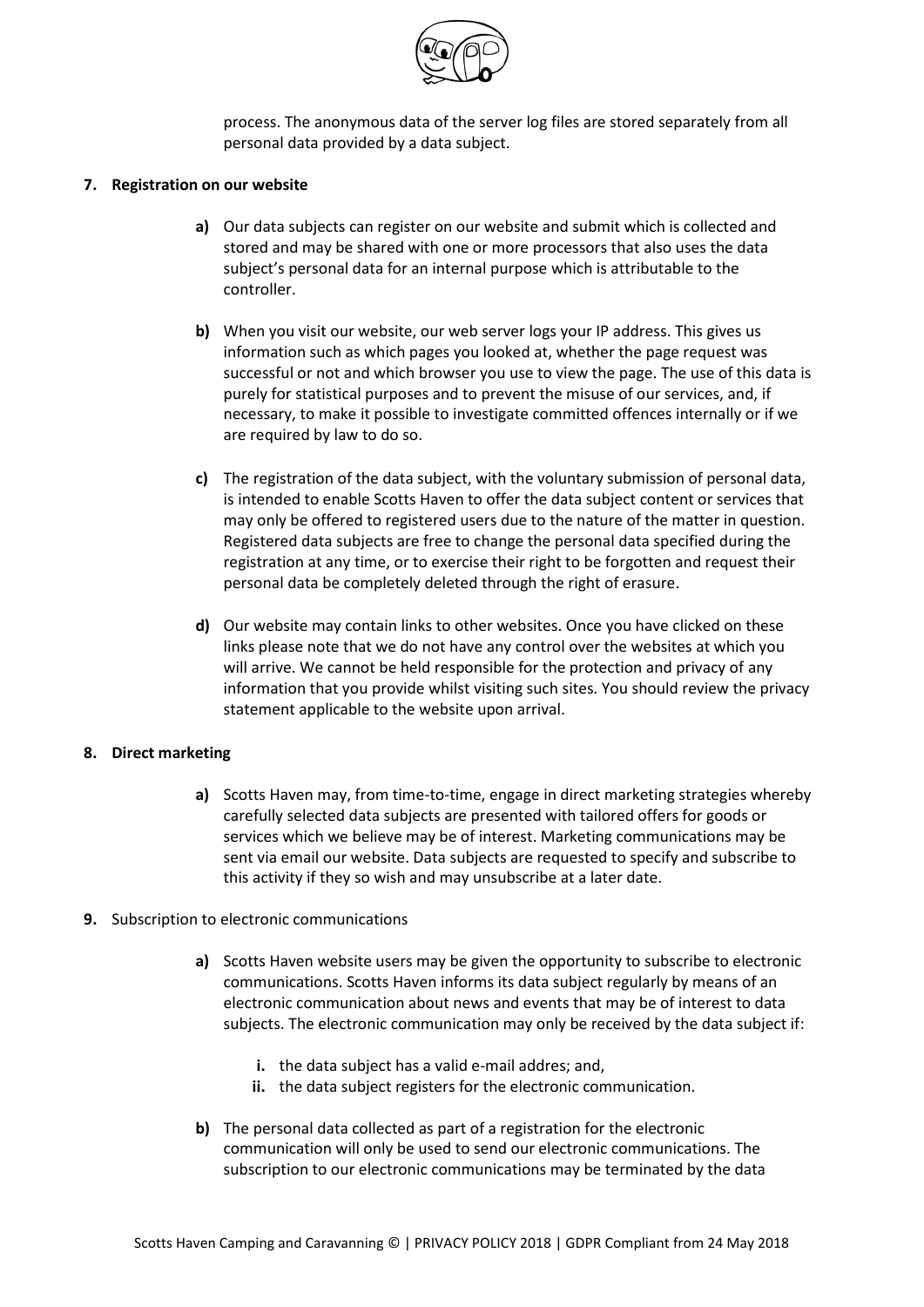process. The anonymous data of the server log files are stored separately from all personal data provided by a data subject.

**7. Registration on our website**

a) Our data subjects can register on our website and submit which is collected and stored and may be shared with one or more processors that also uses the data subject's personal data for an internal purpose which is attributable to the controller.

b) When you visit our website, our web server logs your IP address. This gives us information such as which pages you looked at, whether the page request was successful or not and which browser you use to view the page. The use of this data is purely for statistical purposes and to prevent the misuse of our services, and, if necessary, to make it possible to investigate committed offences internally or if we are required by law to do so.

c) The registration of the data subject, with the voluntary submission of personal data, is intended to enable Scotts Haven to offer the data subject content or services that may only be offered to registered users due to the nature of the matter in question. Registered data subjects are free to change the personal data specified during the registration at any time, or to exercise their right to be forgotten and request their personal data be completely deleted through the right of erasure.

d) Our website may contain links to other websites. Once you have clicked on these links please note that we do not have any control over the websites at which you will arrive. We cannot be held responsible for the protection and privacy of any information that you provide whilst visiting such sites. You should review the privacy statement applicable to the website upon arrival.

**8. Direct marketing**

a) Scotts Haven may, from time-to-time, engage in direct marketing strategies whereby carefully selected data subjects are presented with tailored offers for goods or services which we believe may be of interest. Marketing communications may be sent via email our website. Data subjects are requested to specify and subscribe to this activity if they so wish and may unsubscribe at a later date.

**9.** Subscription to electronic communications

a) Scotts Haven website users may be given the opportunity to subscribe to electronic communications. Scotts Haven informs its data subject regularly by means of an electronic communication about news and events that may be of interest to data subjects. The electronic communication may only be received by the data subject if:

   i. the data subject has a valid e-mail addres; and,
   ii. the data subject registers for the electronic communication.

b) The personal data collected as part of a registration for the electronic communication will only be used to send our electronic communications. The subscription to our electronic communications may be terminated by the data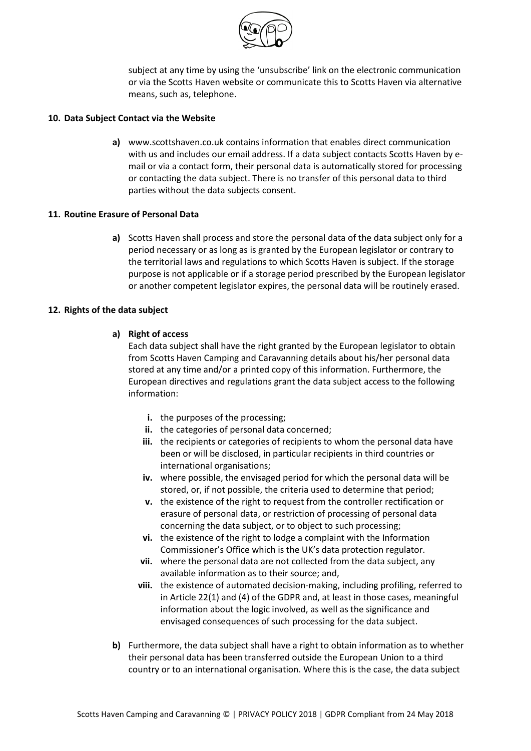subject at any time by using the 'unsubscribe' link on the electronic communication or via the Scotts Haven website or communicate this to Scotts Haven via alternative means, such as, telephone.

**10. Data Subject Contact via the Website**

**a)** www.scottshaven.co.uk contains information that enables direct communication with us and includes our email address. If a data subject contacts Scotts Haven by e-mail or via a contact form, their personal data is automatically stored for processing or contacting the data subject. There is no transfer of this personal data to third parties without the data subjects consent.

**11. Routine Erasure of Personal Data**

**a)** Scotts Haven shall process and store the personal data of the data subject only for a period necessary or as long as is granted by the European legislator or contrary to the territorial laws and regulations to which Scotts Haven is subject. If the storage purpose is not applicable or if a storage period prescribed by the European legislator or another competent legislator expires, the personal data will be routinely erased.

**12. Rights of the data subject**

**a) Right of access**

Each data subject shall have the right granted by the European legislator to obtain from Scotts Haven Camping and Caravanning details about his/her personal data stored at any time and/or a printed copy of this information. Furthermore, the European directives and regulations grant the data subject access to the following information:

- **i.** the purposes of the processing;
- **ii.** the categories of personal data concerned;
- **iii.** the recipients or categories of recipients to whom the personal data have been or will be disclosed, in particular recipients in third countries or international organisations;
- **iv.** where possible, the envisaged period for which the personal data will be stored, or, if not possible, the criteria used to determine that period;
- **v.** the existence of the right to request from the controller rectification or erasure of personal data, or restriction of processing of personal data concerning the data subject, or to object to such processing;
- **vi.** the existence of the right to lodge a complaint with the Information Commissioner's Office which is the UK's data protection regulator.
- **vii.** where the personal data are not collected from the data subject, any available information as to their source; and,
- **viii.** the existence of automated decision-making, including profiling, referred to in Article 22(1) and (4) of the GDPR and, at least in those cases, meaningful information about the logic involved, as well as the significance and envisaged consequences of such processing for the data subject.

**b)** Furthermore, the data subject shall have a right to obtain information as to whether their personal data has been transferred outside the European Union to a third country or to an international organisation. Where this is the case, the data subject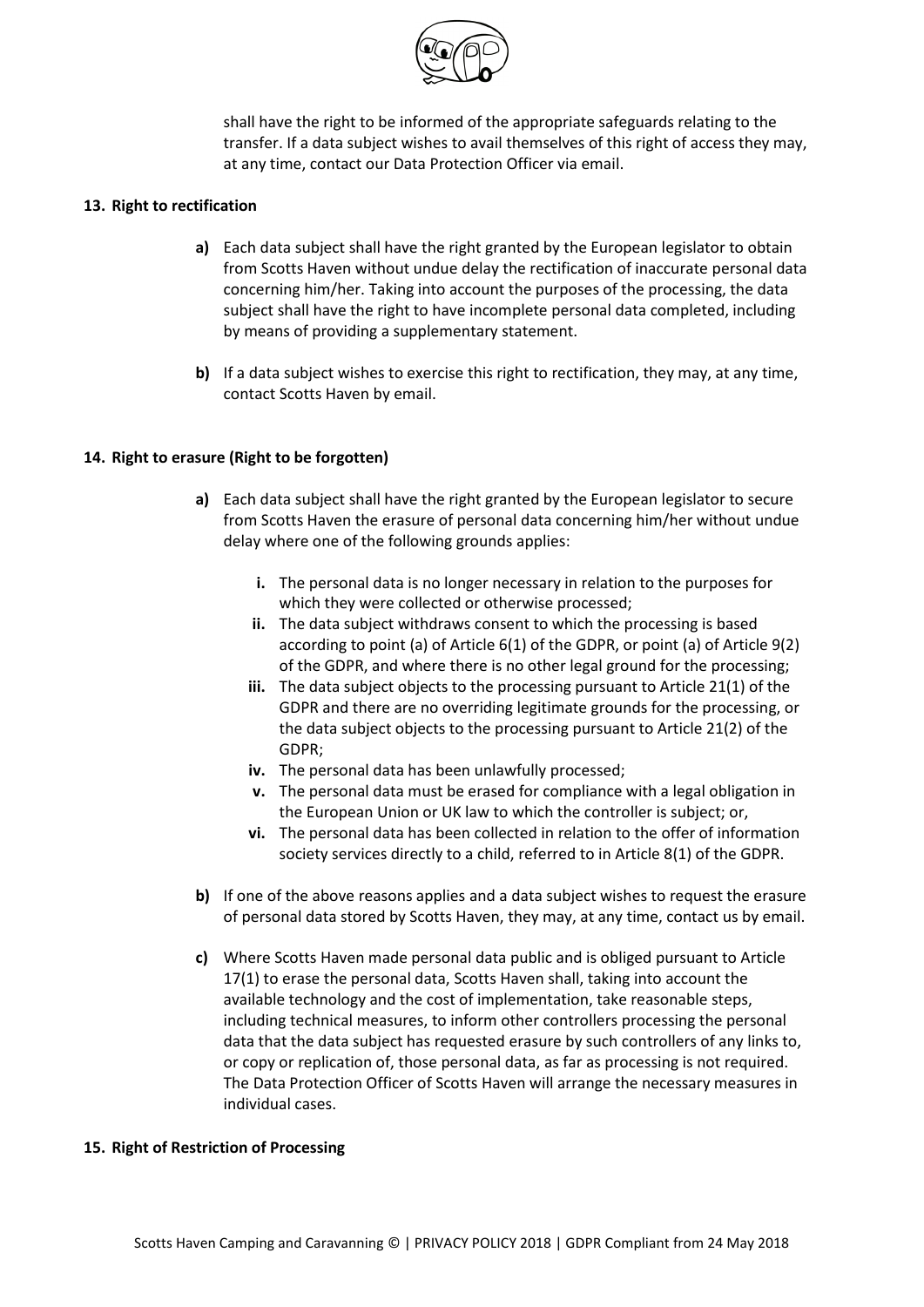shall have the right to be informed of the appropriate safeguards relating to the transfer. If a data subject wishes to avail themselves of this right of access they may, at any time, contact our Data Protection Officer via email.

**13. Right to rectification**

**a)** Each data subject shall have the right granted by the European legislator to obtain from Scotts Haven without undue delay the rectification of inaccurate personal data concerning him/her. Taking into account the purposes of the processing, the data subject shall have the right to have incomplete personal data completed, including by means of providing a supplementary statement.

**b)** If a data subject wishes to exercise this right to rectification, they may, at any time, contact Scotts Haven by email.

**14. Right to erasure (Right to be forgotten)**

**a)** Each data subject shall have the right granted by the European legislator to secure from Scotts Haven the erasure of personal data concerning him/her without undue delay where one of the following grounds applies:

**i.** The personal data is no longer necessary in relation to the purposes for which they were collected or otherwise processed;
**ii.** The data subject withdraws consent to which the processing is based according to point (a) of Article 6(1) of the GDPR, or point (a) of Article 9(2) of the GDPR, and where there is no other legal ground for the processing;
**iii.** The data subject objects to the processing pursuant to Article 21(1) of the GDPR and there are no overriding legitimate grounds for the processing, or the data subject objects to the processing pursuant to Article 21(2) of the GDPR;
**iv.** The personal data has been unlawfully processed;
**v.** The personal data must be erased for compliance with a legal obligation in the European Union or UK law to which the controller is subject; or,
**vi.** The personal data has been collected in relation to the offer of information society services directly to a child, referred to in Article 8(1) of the GDPR.

**b)** If one of the above reasons applies and a data subject wishes to request the erasure of personal data stored by Scotts Haven, they may, at any time, contact us by email.

**c)** Where Scotts Haven made personal data public and is obliged pursuant to Article 17(1) to erase the personal data, Scotts Haven shall, taking into account the available technology and the cost of implementation, take reasonable steps, including technical measures, to inform other controllers processing the personal data that the data subject has requested erasure by such controllers of any links to, or copy or replication of, those personal data, as far as processing is not required. The Data Protection Officer of Scotts Haven will arrange the necessary measures in individual cases.

**15. Right of Restriction of Processing**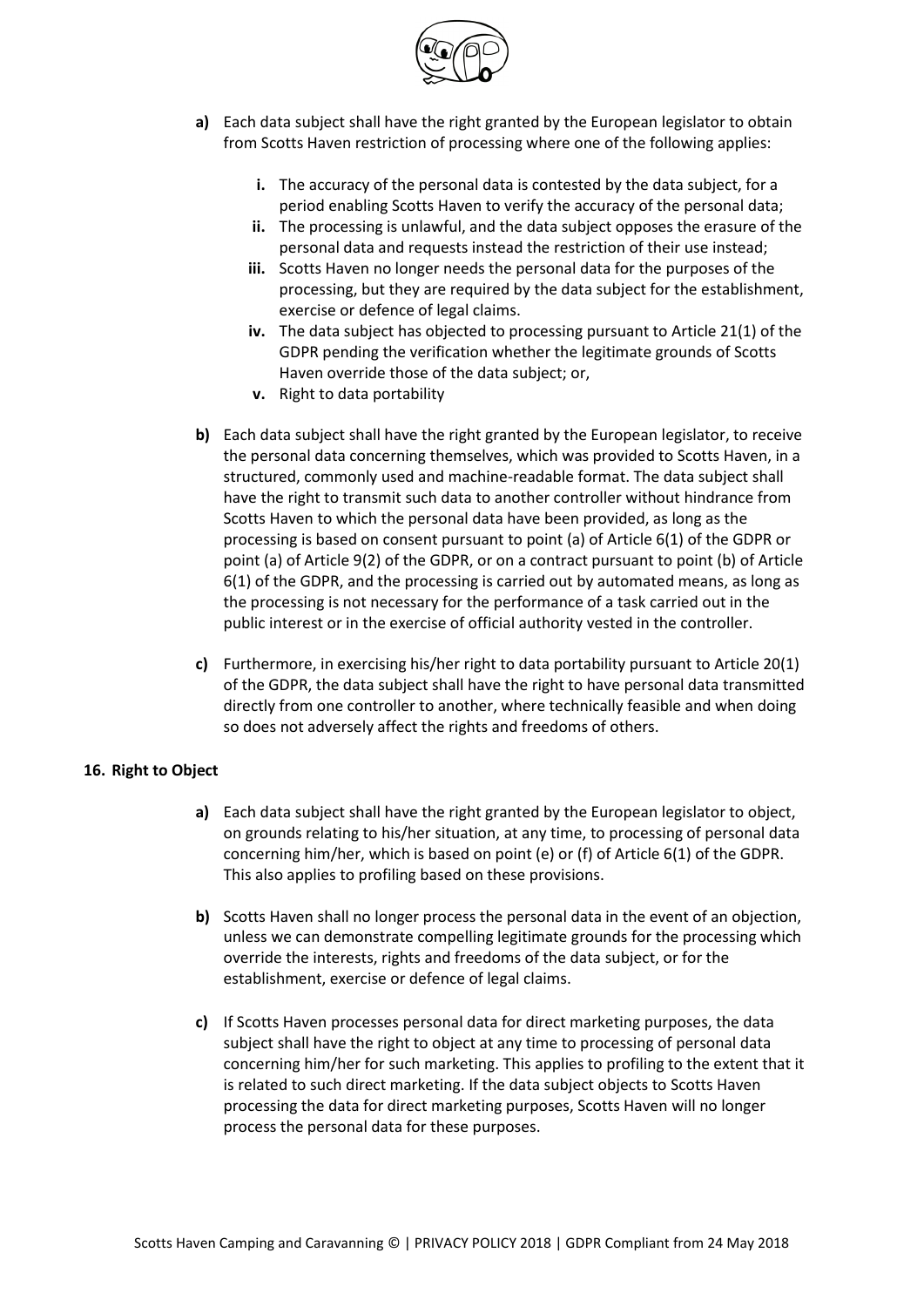a) Each data subject shall have the right granted by the European legislator to obtain from Scotts Haven restriction of processing where one of the following applies:

   i. The accuracy of the personal data is contested by the data subject, for a period enabling Scotts Haven to verify the accuracy of the personal data;
   ii. The processing is unlawful, and the data subject opposes the erasure of the personal data and requests instead the restriction of their use instead;
   iii. Scotts Haven no longer needs the personal data for the purposes of the processing, but they are required by the data subject for the establishment, exercise or defence of legal claims.
   iv. The data subject has objected to processing pursuant to Article 21(1) of the GDPR pending the verification whether the legitimate grounds of Scotts Haven override those of the data subject; or,
   v. Right to data portability

b) Each data subject shall have the right granted by the European legislator, to receive the personal data concerning themselves, which was provided to Scotts Haven, in a structured, commonly used and machine-readable format. The data subject shall have the right to transmit such data to another controller without hindrance from Scotts Haven to which the personal data have been provided, as long as the processing is based on consent pursuant to point (a) of Article 6(1) of the GDPR or point (a) of Article 9(2) of the GDPR, or on a contract pursuant to point (b) of Article 6(1) of the GDPR, and the processing is carried out by automated means, as long as the processing is not necessary for the performance of a task carried out in the public interest or in the exercise of official authority vested in the controller.

c) Furthermore, in exercising his/her right to data portability pursuant to Article 20(1) of the GDPR, the data subject shall have the right to have personal data transmitted directly from one controller to another, where technically feasible and when doing so does not adversely affect the rights and freedoms of others.

**16. Right to Object**

a) Each data subject shall have the right granted by the European legislator to object, on grounds relating to his/her situation, at any time, to processing of personal data concerning him/her, which is based on point (e) or (f) of Article 6(1) of the GDPR. This also applies to profiling based on these provisions.

b) Scotts Haven shall no longer process the personal data in the event of an objection, unless we can demonstrate compelling legitimate grounds for the processing which override the interests, rights and freedoms of the data subject, or for the establishment, exercise or defence of legal claims.

c) If Scotts Haven processes personal data for direct marketing purposes, the data subject shall have the right to object at any time to processing of personal data concerning him/her for such marketing. This applies to profiling to the extent that it is related to such direct marketing. If the data subject objects to Scotts Haven processing the data for direct marketing purposes, Scotts Haven will no longer process the personal data for these purposes.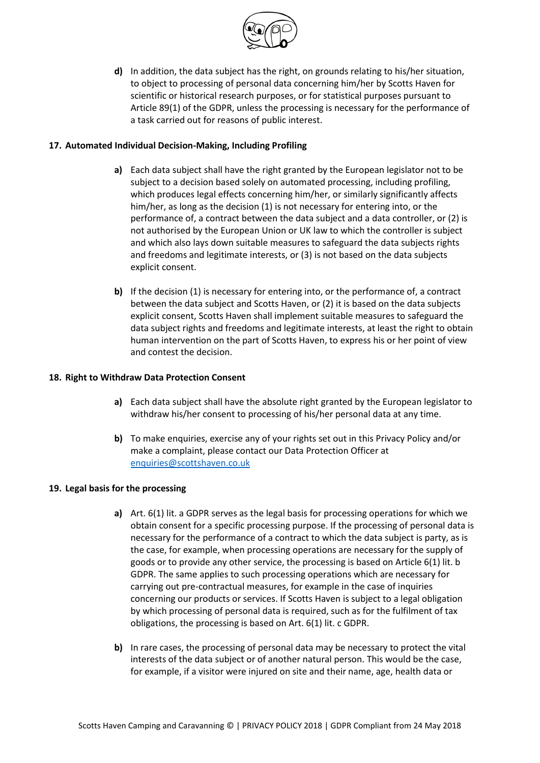**d)** In addition, the data subject has the right, on grounds relating to his/her situation, to object to processing of personal data concerning him/her by Scotts Haven for scientific or historical research purposes, or for statistical purposes pursuant to Article 89(1) of the GDPR, unless the processing is necessary for the performance of a task carried out for reasons of public interest.

**17. Automated Individual Decision-Making, Including Profiling**

**a)** Each data subject shall have the right granted by the European legislator not to be subject to a decision based solely on automated processing, including profiling, which produces legal effects concerning him/her, or similarly significantly affects him/her, as long as the decision (1) is not necessary for entering into, or the performance of, a contract between the data subject and a data controller, or (2) is not authorised by the European Union or UK law to which the controller is subject and which also lays down suitable measures to safeguard the data subjects rights and freedoms and legitimate interests, or (3) is not based on the data subjects explicit consent.

**b)** If the decision (1) is necessary for entering into, or the performance of, a contract between the data subject and Scotts Haven, or (2) it is based on the data subjects explicit consent, Scotts Haven shall implement suitable measures to safeguard the data subject rights and freedoms and legitimate interests, at least the right to obtain human intervention on the part of Scotts Haven, to express his or her point of view and contest the decision.

**18. Right to Withdraw Data Protection Consent**

**a)** Each data subject shall have the absolute right granted by the European legislator to withdraw his/her consent to processing of his/her personal data at any time.

**b)** To make enquiries, exercise any of your rights set out in this Privacy Policy and/or make a complaint, please contact our Data Protection Officer at enquiries@scottshaven.co.uk

**19. Legal basis for the processing**

**a)** Art. 6(1) lit. a GDPR serves as the legal basis for processing operations for which we obtain consent for a specific processing purpose. If the processing of personal data is necessary for the performance of a contract to which the data subject is party, as is the case, for example, when processing operations are necessary for the supply of goods or to provide any other service, the processing is based on Article 6(1) lit. b GDPR. The same applies to such processing operations which are necessary for carrying out pre-contractual measures, for example in the case of inquiries concerning our products or services. If Scotts Haven is subject to a legal obligation by which processing of personal data is required, such as for the fulfilment of tax obligations, the processing is based on Art. 6(1) lit. c GDPR.

**b)** In rare cases, the processing of personal data may be necessary to protect the vital interests of the data subject or of another natural person. This would be the case, for example, if a visitor were injured on site and their name, age, health data or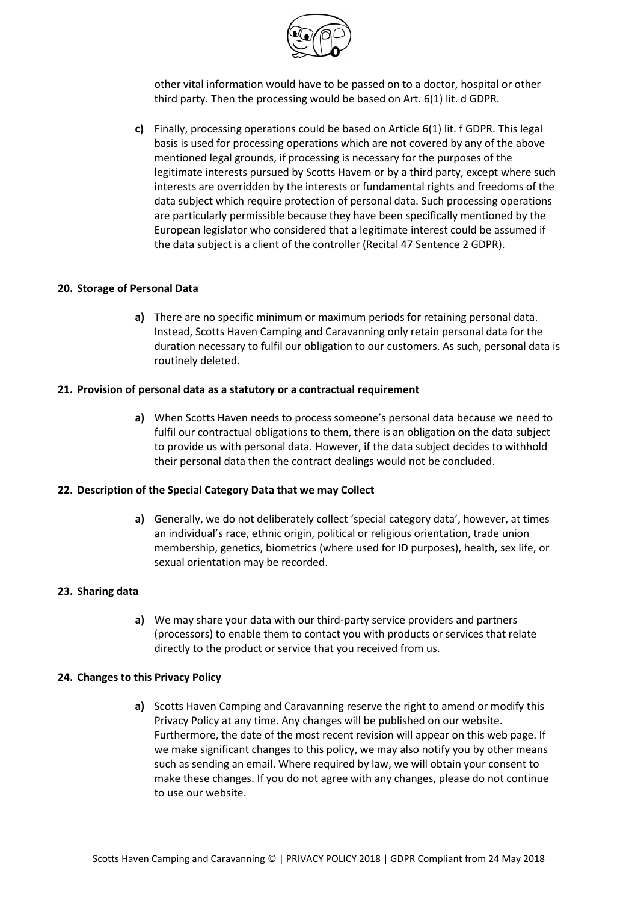other vital information would have to be passed on to a doctor, hospital or other third party. Then the processing would be based on Art. 6(1) lit. d GDPR.

**c)** Finally, processing operations could be based on Article 6(1) lit. f GDPR. This legal basis is used for processing operations which are not covered by any of the above mentioned legal grounds, if processing is necessary for the purposes of the legitimate interests pursued by Scotts Havem or by a third party, except where such interests are overridden by the interests or fundamental rights and freedoms of the data subject which require protection of personal data. Such processing operations are particularly permissible because they have been specifically mentioned by the European legislator who considered that a legitimate interest could be assumed if the data subject is a client of the controller (Recital 47 Sentence 2 GDPR).

### 20. Storage of Personal Data

**a)** There are no specific minimum or maximum periods for retaining personal data. Instead, Scotts Haven Camping and Caravanning only retain personal data for the duration necessary to fulfil our obligation to our customers. As such, personal data is routinely deleted.

### 21. Provision of personal data as a statutory or a contractual requirement

**a)** When Scotts Haven needs to process someone's personal data because we need to fulfil our contractual obligations to them, there is an obligation on the data subject to provide us with personal data. However, if the data subject decides to withhold their personal data then the contract dealings would not be concluded.

### 22. Description of the Special Category Data that we may Collect

**a)** Generally, we do not deliberately collect 'special category data', however, at times an individual's race, ethnic origin, political or religious orientation, trade union membership, genetics, biometrics (where used for ID purposes), health, sex life, or sexual orientation may be recorded.

### 23. Sharing data

**a)** We may share your data with our third-party service providers and partners (processors) to enable them to contact you with products or services that relate directly to the product or service that you received from us.

### 24. Changes to this Privacy Policy

**a)** Scotts Haven Camping and Caravanning reserve the right to amend or modify this Privacy Policy at any time. Any changes will be published on our website. Furthermore, the date of the most recent revision will appear on this web page. If we make significant changes to this policy, we may also notify you by other means such as sending an email. Where required by law, we will obtain your consent to make these changes. If you do not agree with any changes, please do not continue to use our website.